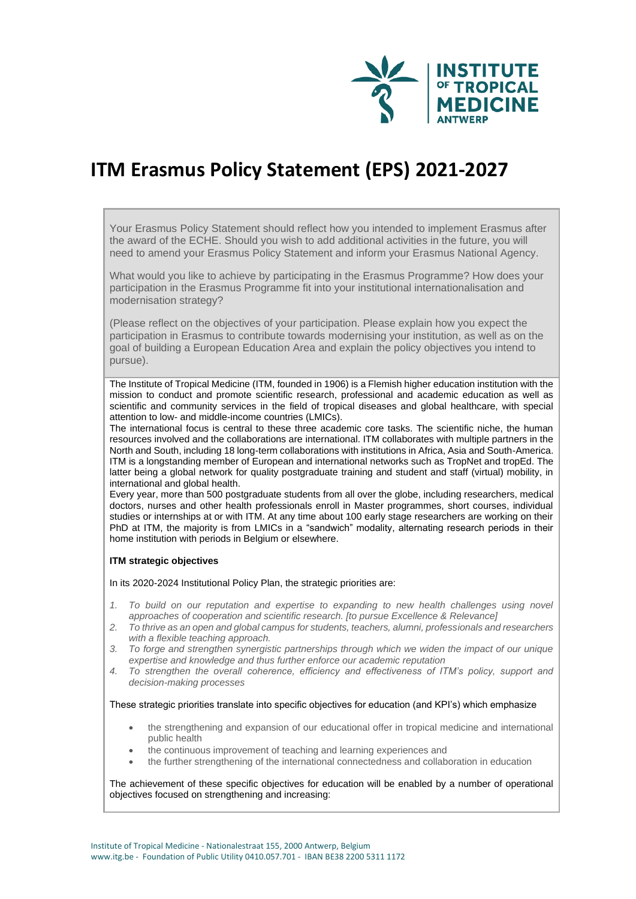# ITM Erasmus Policy Statement (EPS) 2021-2027

Your Erasmus Policy Statement should reflect how you intended to implement Erasmus after the award of the ECHE. Should you wish to add additional activities in the future, you will need to amend your Erasmus Policy Statement and inform your Erasmus National Agency.

What would you like to achieve by participating in the Erasmus Programme? How does your participation in the Erasmus Programme fit into your institutional internationalisation and modernisation strategy?

(Please reflect on the objectives of your participation. Please explain how you expect the participation in Erasmus to contribute towards modernising your institution, as well as on the goal of building a European Education Area and explain the policy objectives you intend to pursue).

The Institute of Tropical Medicine (ITM, founded in 1906) is a Flemish higher education institution with the mission to conduct and promote scientific research, professional and academic education as well as scientific and community services in the field of tropical diseases and global healthcare, with special attention to low- and middle-income countries (LMICs).

The international focus is central to these three academic core tasks. The scientific niche, the human resources involved and the collaborations are international. ITM collaborates with multiple partners in the North and South, including 18 long-term collaborations with institutions in Africa, Asia and South-America. ITM is a longstanding member of European and international networks such as TropNet and tropEd. The latter being a global network for quality postgraduate training and student and staff (virtual) mobility, in international and global health.

Every year, more than 500 postgraduate students from all over the globe, including researchers, medical doctors, nurses and other health professionals enroll in Master programmes, short courses, individual studies or internships at or with ITM. At any time about 100 early stage researchers are working on their PhD at ITM, the majority is from LMICs in a "sandwich" modality, alternating research periods in their home institution with periods in Belgium or elsewhere.

**ITM strategic objectives**

In its 2020-2024 Institutional Policy Plan, the strategic priorities are:

1. *To build on our reputation and expertise to expanding to new health challenges using novel approaches of cooperation and scientific research. [to pursue Excellence & Relevance]*
2. *To thrive as an open and global campus for students, teachers, alumni, professionals and researchers with a flexible teaching approach.*
3. *To forge and strengthen synergistic partnerships through which we widen the impact of our unique expertise and knowledge and thus further enforce our academic reputation*
4. *To strengthen the overall coherence, efficiency and effectiveness of ITM's policy, support and decision-making processes*

These strategic priorities translate into specific objectives for education (and KPI's) which emphasize

- the strengthening and expansion of our educational offer in tropical medicine and international public health
- the continuous improvement of teaching and learning experiences and
- the further strengthening of the international connectedness and collaboration in education

The achievement of these specific objectives for education will be enabled by a number of operational objectives focused on strengthening and increasing: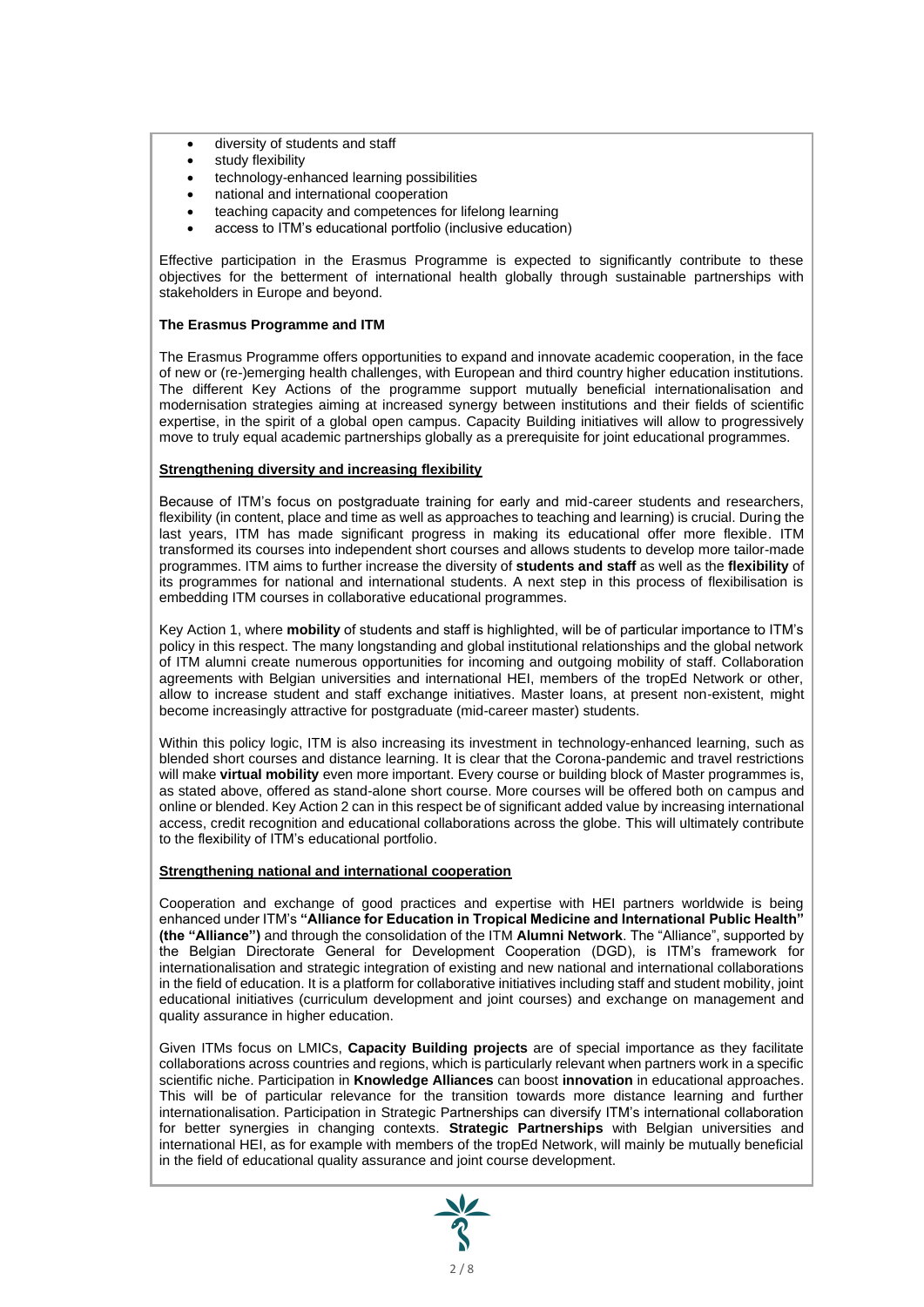- diversity of students and staff
- study flexibility
- technology-enhanced learning possibilities
- national and international cooperation
- teaching capacity and competences for lifelong learning
- access to ITM's educational portfolio (inclusive education)

Effective participation in the Erasmus Programme is expected to significantly contribute to these objectives for the betterment of international health globally through sustainable partnerships with stakeholders in Europe and beyond.

**The Erasmus Programme and ITM**

The Erasmus Programme offers opportunities to expand and innovate academic cooperation, in the face of new or (re-)emerging health challenges, with European and third country higher education institutions. The different Key Actions of the programme support mutually beneficial internationalisation and modernisation strategies aiming at increased synergy between institutions and their fields of scientific expertise, in the spirit of a global open campus. Capacity Building initiatives will allow to progressively move to truly equal academic partnerships globally as a prerequisite for joint educational programmes.

**Strengthening diversity and increasing flexibility**

Because of ITM's focus on postgraduate training for early and mid-career students and researchers, flexibility (in content, place and time as well as approaches to teaching and learning) is crucial. During the last years, ITM has made significant progress in making its educational offer more flexible. ITM transformed its courses into independent short courses and allows students to develop more tailor-made programmes. ITM aims to further increase the diversity of **students and staff** as well as the **flexibility** of its programmes for national and international students. A next step in this process of flexibilisation is embedding ITM courses in collaborative educational programmes.

Key Action 1, where **mobility** of students and staff is highlighted, will be of particular importance to ITM's policy in this respect. The many longstanding and global institutional relationships and the global network of ITM alumni create numerous opportunities for incoming and outgoing mobility of staff. Collaboration agreements with Belgian universities and international HEI, members of the tropEd Network or other, allow to increase student and staff exchange initiatives. Master loans, at present non-existent, might become increasingly attractive for postgraduate (mid-career master) students.

Within this policy logic, ITM is also increasing its investment in technology-enhanced learning, such as blended short courses and distance learning. It is clear that the Corona-pandemic and travel restrictions will make **virtual mobility** even more important. Every course or building block of Master programmes is, as stated above, offered as stand-alone short course. More courses will be offered both on campus and online or blended. Key Action 2 can in this respect be of significant added value by increasing international access, credit recognition and educational collaborations across the globe. This will ultimately contribute to the flexibility of ITM's educational portfolio.

**Strengthening national and international cooperation**

Cooperation and exchange of good practices and expertise with HEI partners worldwide is being enhanced under ITM's **"Alliance for Education in Tropical Medicine and International Public Health" (the "Alliance")** and through the consolidation of the ITM **Alumni Network**. The "Alliance", supported by the Belgian Directorate General for Development Cooperation (DGD), is ITM's framework for internationalisation and strategic integration of existing and new national and international collaborations in the field of education. It is a platform for collaborative initiatives including staff and student mobility, joint educational initiatives (curriculum development and joint courses) and exchange on management and quality assurance in higher education.

Given ITMs focus on LMICs, **Capacity Building projects** are of special importance as they facilitate collaborations across countries and regions, which is particularly relevant when partners work in a specific scientific niche. Participation in **Knowledge Alliances** can boost **innovation** in educational approaches. This will be of particular relevance for the transition towards more distance learning and further internationalisation. Participation in Strategic Partnerships can diversify ITM's international collaboration for better synergies in changing contexts. **Strategic Partnerships** with Belgian universities and international HEI, as for example with members of the tropEd Network, will mainly be mutually beneficial in the field of educational quality assurance and joint course development.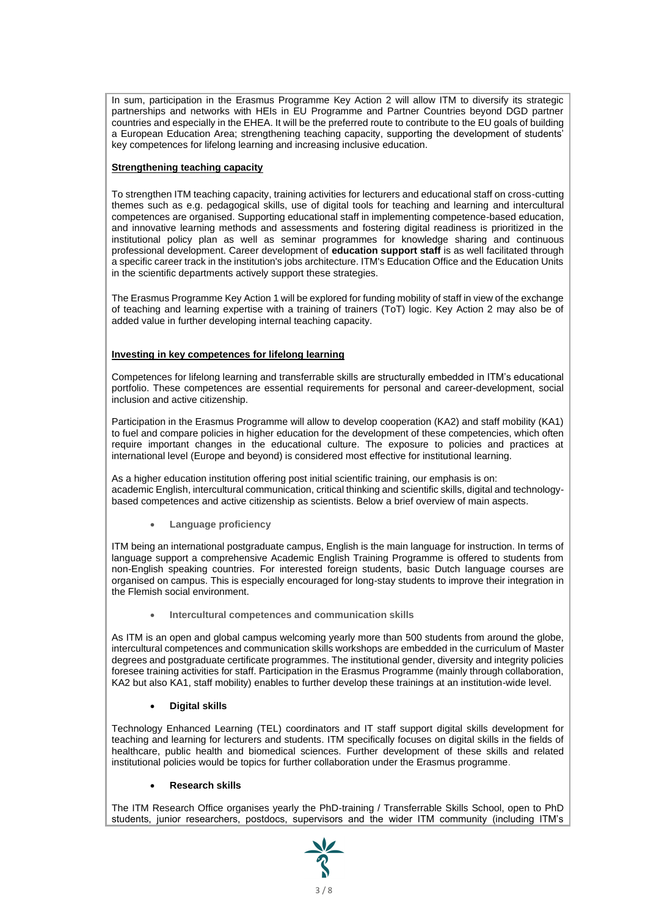In sum, participation in the Erasmus Programme Key Action 2 will allow ITM to diversify its strategic partnerships and networks with HEIs in EU Programme and Partner Countries beyond DGD partner countries and especially in the EHEA. It will be the preferred route to contribute to the EU goals of building a European Education Area; strengthening teaching capacity, supporting the development of students' key competences for lifelong learning and increasing inclusive education.

**Strengthening teaching capacity**

To strengthen ITM teaching capacity, training activities for lecturers and educational staff on cross-cutting themes such as e.g. pedagogical skills, use of digital tools for teaching and learning and intercultural competences are organised. Supporting educational staff in implementing competence-based education, and innovative learning methods and assessments and fostering digital readiness is prioritized in the institutional policy plan as well as seminar programmes for knowledge sharing and continuous professional development. Career development of **education support staff** is as well facilitated through a specific career track in the institution's jobs architecture. ITM's Education Office and the Education Units in the scientific departments actively support these strategies.

The Erasmus Programme Key Action 1 will be explored for funding mobility of staff in view of the exchange of teaching and learning expertise with a training of trainers (ToT) logic. Key Action 2 may also be of added value in further developing internal teaching capacity.

**Investing in key competences for lifelong learning**

Competences for lifelong learning and transferrable skills are structurally embedded in ITM's educational portfolio. These competences are essential requirements for personal and career-development, social inclusion and active citizenship.

Participation in the Erasmus Programme will allow to develop cooperation (KA2) and staff mobility (KA1) to fuel and compare policies in higher education for the development of these competencies, which often require important changes in the educational culture. The exposure to policies and practices at international level (Europe and beyond) is considered most effective for institutional learning.

As a higher education institution offering post initial scientific training, our emphasis is on: academic English, intercultural communication, critical thinking and scientific skills, digital and technology-based competences and active citizenship as scientists. Below a brief overview of main aspects.

- **Language proficiency**

ITM being an international postgraduate campus, English is the main language for instruction. In terms of language support a comprehensive Academic English Training Programme is offered to students from non-English speaking countries. For interested foreign students, basic Dutch language courses are organised on campus. This is especially encouraged for long-stay students to improve their integration in the Flemish social environment.

- **Intercultural competences and communication skills**

As ITM is an open and global campus welcoming yearly more than 500 students from around the globe, intercultural competences and communication skills workshops are embedded in the curriculum of Master degrees and postgraduate certificate programmes. The institutional gender, diversity and integrity policies foresee training activities for staff. Participation in the Erasmus Programme (mainly through collaboration, KA2 but also KA1, staff mobility) enables to further develop these trainings at an institution-wide level.

- **Digital skills**

Technology Enhanced Learning (TEL) coordinators and IT staff support digital skills development for teaching and learning for lecturers and students. ITM specifically focuses on digital skills in the fields of healthcare, public health and biomedical sciences. Further development of these skills and related institutional policies would be topics for further collaboration under the Erasmus programme.

- **Research skills**

The ITM Research Office organises yearly the PhD-training / Transferrable Skills School, open to PhD students, junior researchers, postdocs, supervisors and the wider ITM community (including ITM's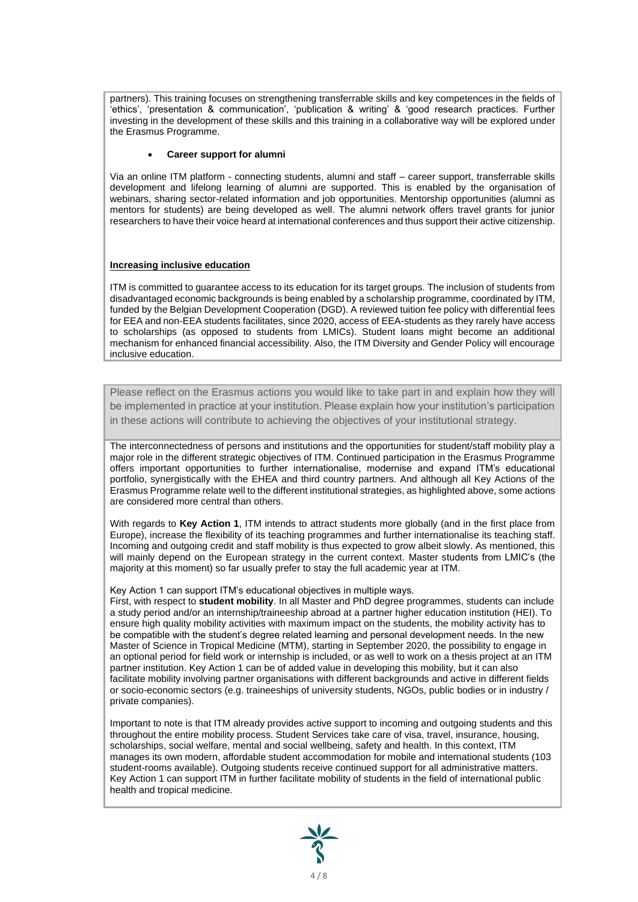partners). This training focuses on strengthening transferrable skills and key competences in the fields of 'ethics', 'presentation & communication', 'publication & writing' & 'good research practices. Further investing in the development of these skills and this training in a collaborative way will be explored under the Erasmus Programme.

- **Career support for alumni**

Via an online ITM platform - connecting students, alumni and staff – career support, transferrable skills development and lifelong learning of alumni are supported. This is enabled by the organisation of webinars, sharing sector-related information and job opportunities. Mentorship opportunities (alumni as mentors for students) are being developed as well. The alumni network offers travel grants for junior researchers to have their voice heard at international conferences and thus support their active citizenship.

**Increasing inclusive education**

ITM is committed to guarantee access to its education for its target groups. The inclusion of students from disadvantaged economic backgrounds is being enabled by a scholarship programme, coordinated by ITM, funded by the Belgian Development Cooperation (DGD). A reviewed tuition fee policy with differential fees for EEA and non-EEA students facilitates, since 2020, access of EEA-students as they rarely have access to scholarships (as opposed to students from LMICs). Student loans might become an additional mechanism for enhanced financial accessibility. Also, the ITM Diversity and Gender Policy will encourage inclusive education.

Please reflect on the Erasmus actions you would like to take part in and explain how they will be implemented in practice at your institution. Please explain how your institution's participation in these actions will contribute to achieving the objectives of your institutional strategy.

The interconnectedness of persons and institutions and the opportunities for student/staff mobility play a major role in the different strategic objectives of ITM. Continued participation in the Erasmus Programme offers important opportunities to further internationalise, modernise and expand ITM's educational portfolio, synergistically with the EHEA and third country partners. And although all Key Actions of the Erasmus Programme relate well to the different institutional strategies, as highlighted above, some actions are considered more central than others.

With regards to **Key Action 1**, ITM intends to attract students more globally (and in the first place from Europe), increase the flexibility of its teaching programmes and further internationalise its teaching staff. Incoming and outgoing credit and staff mobility is thus expected to grow albeit slowly. As mentioned, this will mainly depend on the European strategy in the current context. Master students from LMIC's (the majority at this moment) so far usually prefer to stay the full academic year at ITM.

Key Action 1 can support ITM's educational objectives in multiple ways.
First, with respect to **student mobility**. In all Master and PhD degree programmes, students can include a study period and/or an internship/traineeship abroad at a partner higher education institution (HEI). To ensure high quality mobility activities with maximum impact on the students, the mobility activity has to be compatible with the student's degree related learning and personal development needs. In the new Master of Science in Tropical Medicine (MTM), starting in September 2020, the possibility to engage in an optional period for field work or internship is included, or as well to work on a thesis project at an ITM partner institution. Key Action 1 can be of added value in developing this mobility, but it can also facilitate mobility involving partner organisations with different backgrounds and active in different fields or socio-economic sectors (e.g. traineeships of university students, NGOs, public bodies or in industry / private companies).

Important to note is that ITM already provides active support to incoming and outgoing students and this throughout the entire mobility process. Student Services take care of visa, travel, insurance, housing, scholarships, social welfare, mental and social wellbeing, safety and health. In this context, ITM manages its own modern, affordable student accommodation for mobile and international students (103 student-rooms available). Outgoing students receive continued support for all administrative matters. Key Action 1 can support ITM in further facilitate mobility of students in the field of international public health and tropical medicine.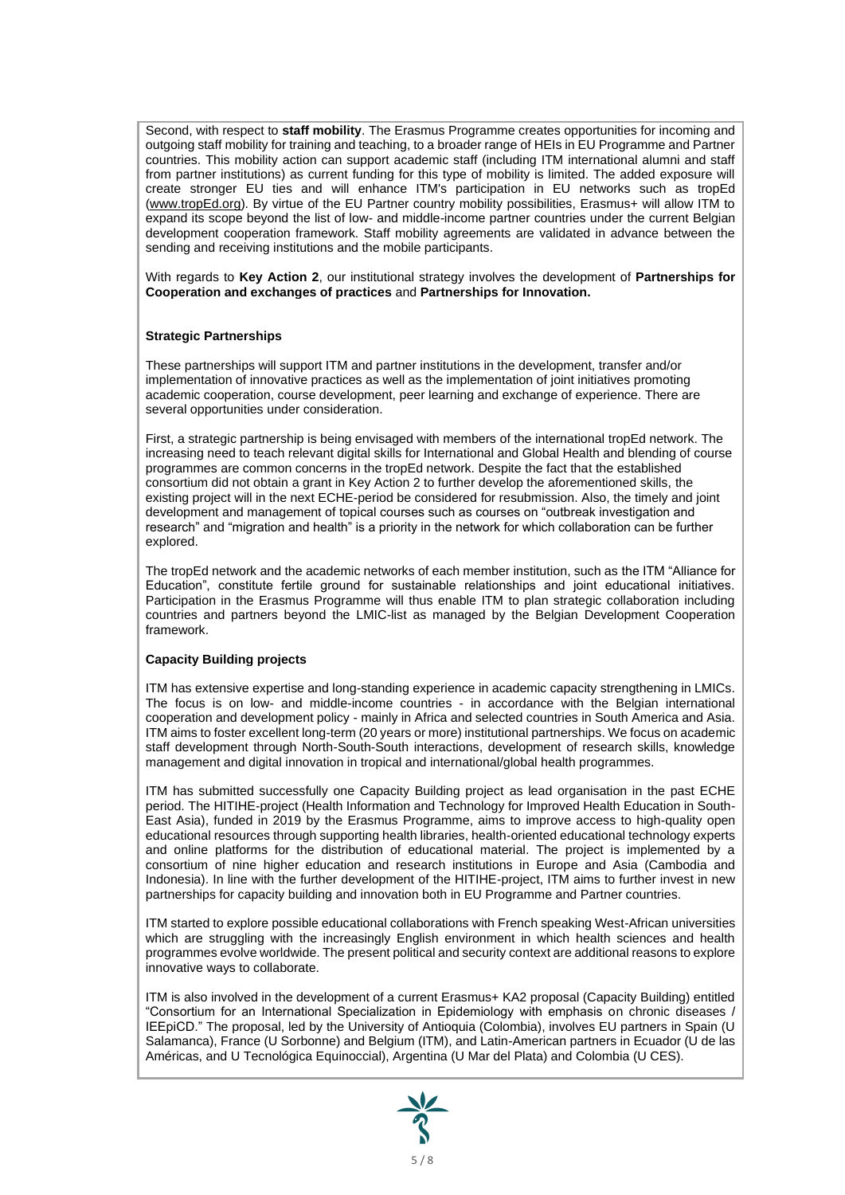Second, with respect to **staff mobility**. The Erasmus Programme creates opportunities for incoming and outgoing staff mobility for training and teaching, to a broader range of HEIs in EU Programme and Partner countries. This mobility action can support academic staff (including ITM international alumni and staff from partner institutions) as current funding for this type of mobility is limited. The added exposure will create stronger EU ties and will enhance ITM's participation in EU networks such as tropEd (www.tropEd.org). By virtue of the EU Partner country mobility possibilities, Erasmus+ will allow ITM to expand its scope beyond the list of low- and middle-income partner countries under the current Belgian development cooperation framework. Staff mobility agreements are validated in advance between the sending and receiving institutions and the mobile participants.

With regards to **Key Action 2**, our institutional strategy involves the development of **Partnerships for Cooperation and exchanges of practices** and **Partnerships for Innovation.**

**Strategic Partnerships**

These partnerships will support ITM and partner institutions in the development, transfer and/or implementation of innovative practices as well as the implementation of joint initiatives promoting academic cooperation, course development, peer learning and exchange of experience. There are several opportunities under consideration.

First, a strategic partnership is being envisaged with members of the international tropEd network. The increasing need to teach relevant digital skills for International and Global Health and blending of course programmes are common concerns in the tropEd network. Despite the fact that the established consortium did not obtain a grant in Key Action 2 to further develop the aforementioned skills, the existing project will in the next ECHE-period be considered for resubmission. Also, the timely and joint development and management of topical courses such as courses on "outbreak investigation and research" and "migration and health" is a priority in the network for which collaboration can be further explored.

The tropEd network and the academic networks of each member institution, such as the ITM "Alliance for Education", constitute fertile ground for sustainable relationships and joint educational initiatives. Participation in the Erasmus Programme will thus enable ITM to plan strategic collaboration including countries and partners beyond the LMIC-list as managed by the Belgian Development Cooperation framework.

**Capacity Building projects**

ITM has extensive expertise and long-standing experience in academic capacity strengthening in LMICs. The focus is on low- and middle-income countries - in accordance with the Belgian international cooperation and development policy - mainly in Africa and selected countries in South America and Asia. ITM aims to foster excellent long-term (20 years or more) institutional partnerships. We focus on academic staff development through North-South-South interactions, development of research skills, knowledge management and digital innovation in tropical and international/global health programmes.

ITM has submitted successfully one Capacity Building project as lead organisation in the past ECHE period. The HITIHE-project (Health Information and Technology for Improved Health Education in South-East Asia), funded in 2019 by the Erasmus Programme, aims to improve access to high-quality open educational resources through supporting health libraries, health-oriented educational technology experts and online platforms for the distribution of educational material. The project is implemented by a consortium of nine higher education and research institutions in Europe and Asia (Cambodia and Indonesia). In line with the further development of the HITIHE-project, ITM aims to further invest in new partnerships for capacity building and innovation both in EU Programme and Partner countries.

ITM started to explore possible educational collaborations with French speaking West-African universities which are struggling with the increasingly English environment in which health sciences and health programmes evolve worldwide. The present political and security context are additional reasons to explore innovative ways to collaborate.

ITM is also involved in the development of a current Erasmus+ KA2 proposal (Capacity Building) entitled "Consortium for an International Specialization in Epidemiology with emphasis on chronic diseases / IEEpiCD." The proposal, led by the University of Antioquia (Colombia), involves EU partners in Spain (U Salamanca), France (U Sorbonne) and Belgium (ITM), and Latin-American partners in Ecuador (U de las Américas, and U Tecnológica Equinoccial), Argentina (U Mar del Plata) and Colombia (U CES).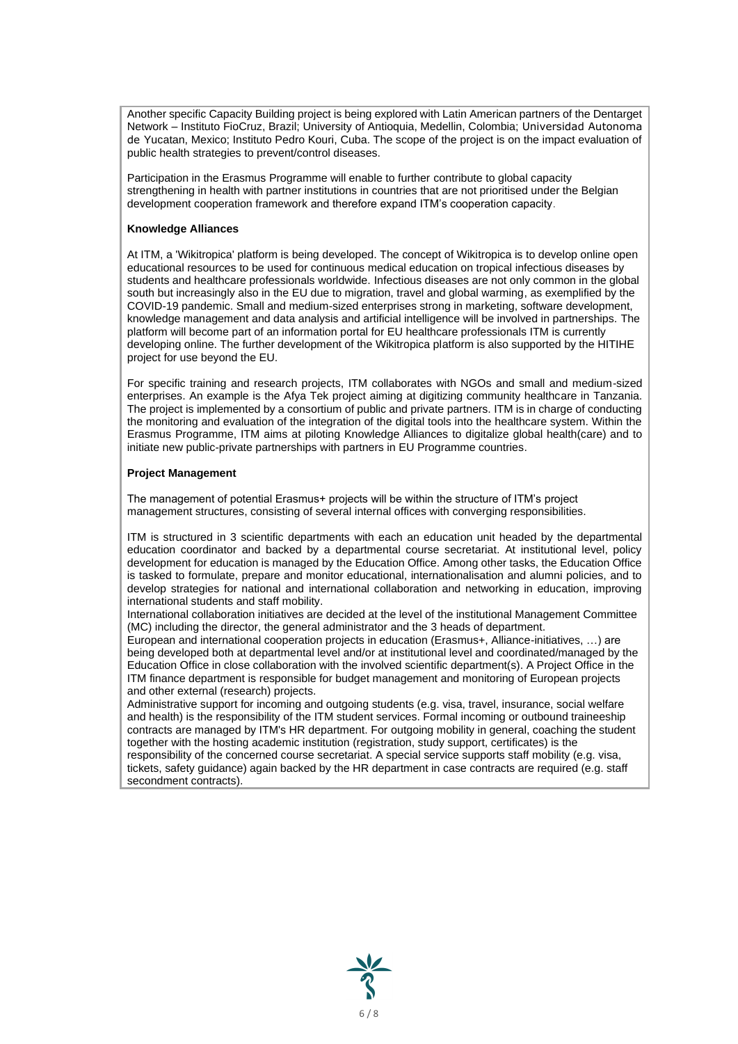Another specific Capacity Building project is being explored with Latin American partners of the Dentarget Network – Instituto FioCruz, Brazil; University of Antioquia, Medellin, Colombia; Universidad Autonoma de Yucatan, Mexico; Instituto Pedro Kouri, Cuba. The scope of the project is on the impact evaluation of public health strategies to prevent/control diseases.

Participation in the Erasmus Programme will enable to further contribute to global capacity strengthening in health with partner institutions in countries that are not prioritised under the Belgian development cooperation framework and therefore expand ITM's cooperation capacity.

**Knowledge Alliances**

At ITM, a 'Wikitropica' platform is being developed. The concept of Wikitropica is to develop online open educational resources to be used for continuous medical education on tropical infectious diseases by students and healthcare professionals worldwide. Infectious diseases are not only common in the global south but increasingly also in the EU due to migration, travel and global warming, as exemplified by the COVID-19 pandemic. Small and medium-sized enterprises strong in marketing, software development, knowledge management and data analysis and artificial intelligence will be involved in partnerships. The platform will become part of an information portal for EU healthcare professionals ITM is currently developing online. The further development of the Wikitropica platform is also supported by the HITIHE project for use beyond the EU.

For specific training and research projects, ITM collaborates with NGOs and small and medium-sized enterprises. An example is the Afya Tek project aiming at digitizing community healthcare in Tanzania. The project is implemented by a consortium of public and private partners. ITM is in charge of conducting the monitoring and evaluation of the integration of the digital tools into the healthcare system. Within the Erasmus Programme, ITM aims at piloting Knowledge Alliances to digitalize global health(care) and to initiate new public-private partnerships with partners in EU Programme countries.

**Project Management**

The management of potential Erasmus+ projects will be within the structure of ITM's project management structures, consisting of several internal offices with converging responsibilities.

ITM is structured in 3 scientific departments with each an education unit headed by the departmental education coordinator and backed by a departmental course secretariat. At institutional level, policy development for education is managed by the Education Office. Among other tasks, the Education Office is tasked to formulate, prepare and monitor educational, internationalisation and alumni policies, and to develop strategies for national and international collaboration and networking in education, improving international students and staff mobility.

International collaboration initiatives are decided at the level of the institutional Management Committee (MC) including the director, the general administrator and the 3 heads of department.

European and international cooperation projects in education (Erasmus+, Alliance-initiatives, …) are being developed both at departmental level and/or at institutional level and coordinated/managed by the Education Office in close collaboration with the involved scientific department(s). A Project Office in the ITM finance department is responsible for budget management and monitoring of European projects and other external (research) projects.

Administrative support for incoming and outgoing students (e.g. visa, travel, insurance, social welfare and health) is the responsibility of the ITM student services. Formal incoming or outbound traineeship contracts are managed by ITM's HR department. For outgoing mobility in general, coaching the student together with the hosting academic institution (registration, study support, certificates) is the responsibility of the concerned course secretariat. A special service supports staff mobility (e.g. visa, tickets, safety guidance) again backed by the HR department in case contracts are required (e.g. staff secondment contracts).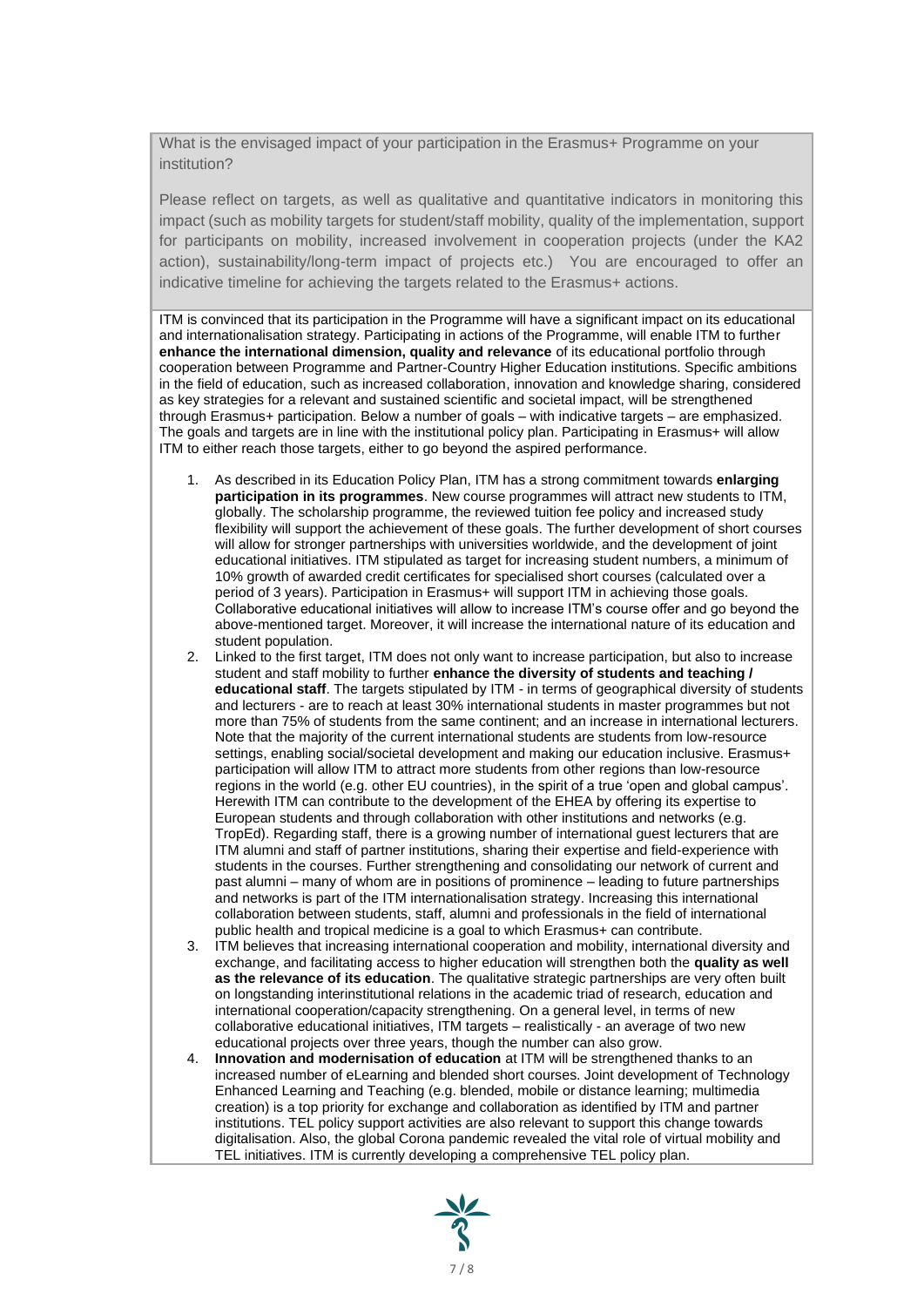What is the envisaged impact of your participation in the Erasmus+ Programme on your institution?

Please reflect on targets, as well as qualitative and quantitative indicators in monitoring this impact (such as mobility targets for student/staff mobility, quality of the implementation, support for participants on mobility, increased involvement in cooperation projects (under the KA2 action), sustainability/long-term impact of projects etc.) You are encouraged to offer an indicative timeline for achieving the targets related to the Erasmus+ actions.

ITM is convinced that its participation in the Programme will have a significant impact on its educational and internationalisation strategy. Participating in actions of the Programme, will enable ITM to further **enhance the international dimension, quality and relevance** of its educational portfolio through cooperation between Programme and Partner-Country Higher Education institutions. Specific ambitions in the field of education, such as increased collaboration, innovation and knowledge sharing, considered as key strategies for a relevant and sustained scientific and societal impact, will be strengthened through Erasmus+ participation. Below a number of goals – with indicative targets – are emphasized. The goals and targets are in line with the institutional policy plan. Participating in Erasmus+ will allow ITM to either reach those targets, either to go beyond the aspired performance.

1. As described in its Education Policy Plan, ITM has a strong commitment towards **enlarging participation in its programmes**. New course programmes will attract new students to ITM, globally. The scholarship programme, the reviewed tuition fee policy and increased study flexibility will support the achievement of these goals. The further development of short courses will allow for stronger partnerships with universities worldwide, and the development of joint educational initiatives. ITM stipulated as target for increasing student numbers, a minimum of 10% growth of awarded credit certificates for specialised short courses (calculated over a period of 3 years). Participation in Erasmus+ will support ITM in achieving those goals. Collaborative educational initiatives will allow to increase ITM's course offer and go beyond the above-mentioned target. Moreover, it will increase the international nature of its education and student population.
2. Linked to the first target, ITM does not only want to increase participation, but also to increase student and staff mobility to further **enhance the diversity of students and teaching / educational staff**. The targets stipulated by ITM - in terms of geographical diversity of students and lecturers - are to reach at least 30% international students in master programmes but not more than 75% of students from the same continent; and an increase in international lecturers. Note that the majority of the current international students are students from low-resource settings, enabling social/societal development and making our education inclusive. Erasmus+ participation will allow ITM to attract more students from other regions than low-resource regions in the world (e.g. other EU countries), in the spirit of a true 'open and global campus'. Herewith ITM can contribute to the development of the EHEA by offering its expertise to European students and through collaboration with other institutions and networks (e.g. TropEd). Regarding staff, there is a growing number of international guest lecturers that are ITM alumni and staff of partner institutions, sharing their expertise and field-experience with students in the courses. Further strengthening and consolidating our network of current and past alumni – many of whom are in positions of prominence – leading to future partnerships and networks is part of the ITM internationalisation strategy. Increasing this international collaboration between students, staff, alumni and professionals in the field of international public health and tropical medicine is a goal to which Erasmus+ can contribute.
3. ITM believes that increasing international cooperation and mobility, international diversity and exchange, and facilitating access to higher education will strengthen both the **quality as well as the relevance of its education**. The qualitative strategic partnerships are very often built on longstanding interinstitutional relations in the academic triad of research, education and international cooperation/capacity strengthening. On a general level, in terms of new collaborative educational initiatives, ITM targets – realistically - an average of two new educational projects over three years, though the number can also grow.
4. **Innovation and modernisation of education** at ITM will be strengthened thanks to an increased number of eLearning and blended short courses. Joint development of Technology Enhanced Learning and Teaching (e.g. blended, mobile or distance learning; multimedia creation) is a top priority for exchange and collaboration as identified by ITM and partner institutions. TEL policy support activities are also relevant to support this change towards digitalisation. Also, the global Corona pandemic revealed the vital role of virtual mobility and TEL initiatives. ITM is currently developing a comprehensive TEL policy plan.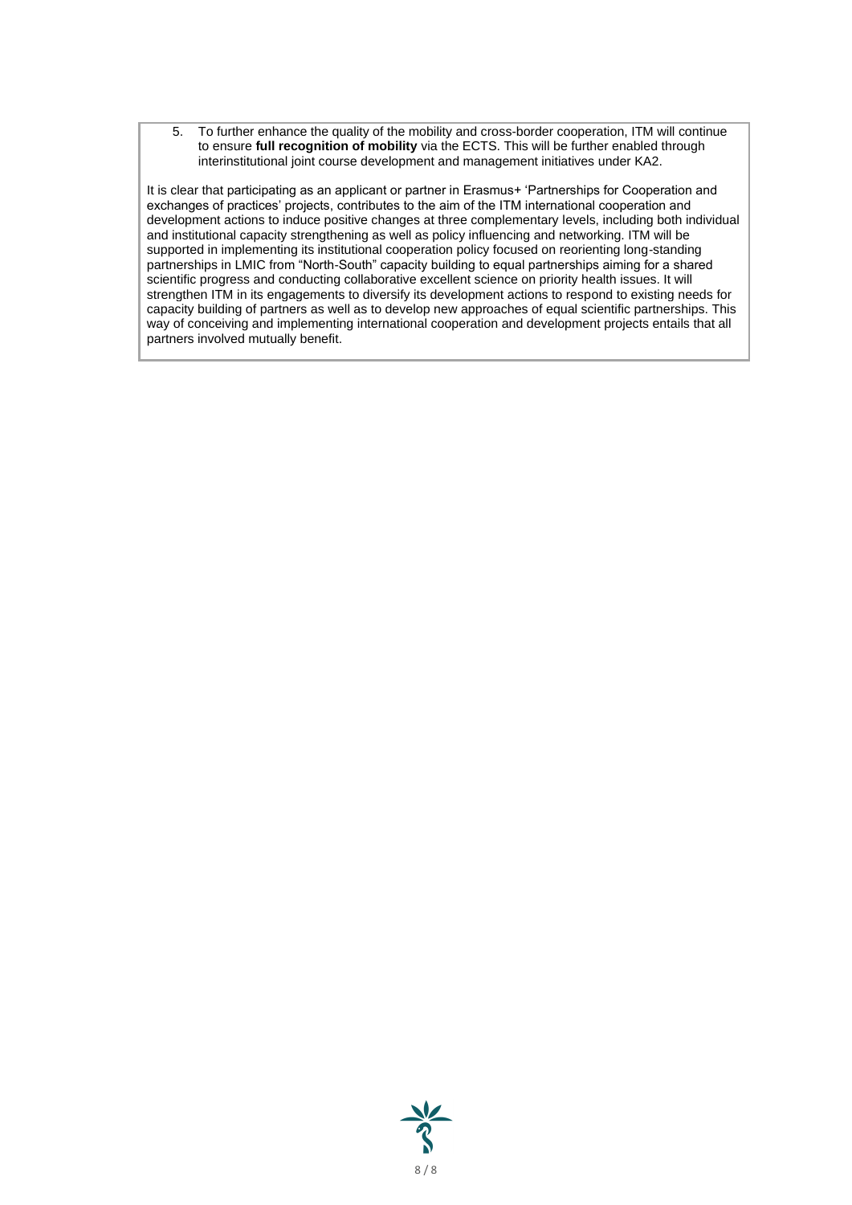5. To further enhance the quality of the mobility and cross-border cooperation, ITM will continue to ensure **full recognition of mobility** via the ECTS. This will be further enabled through interinstitutional joint course development and management initiatives under KA2.

It is clear that participating as an applicant or partner in Erasmus+ 'Partnerships for Cooperation and exchanges of practices' projects, contributes to the aim of the ITM international cooperation and development actions to induce positive changes at three complementary levels, including both individual and institutional capacity strengthening as well as policy influencing and networking. ITM will be supported in implementing its institutional cooperation policy focused on reorienting long-standing partnerships in LMIC from "North-South" capacity building to equal partnerships aiming for a shared scientific progress and conducting collaborative excellent science on priority health issues. It will strengthen ITM in its engagements to diversify its development actions to respond to existing needs for capacity building of partners as well as to develop new approaches of equal scientific partnerships. This way of conceiving and implementing international cooperation and development projects entails that all partners involved mutually benefit.